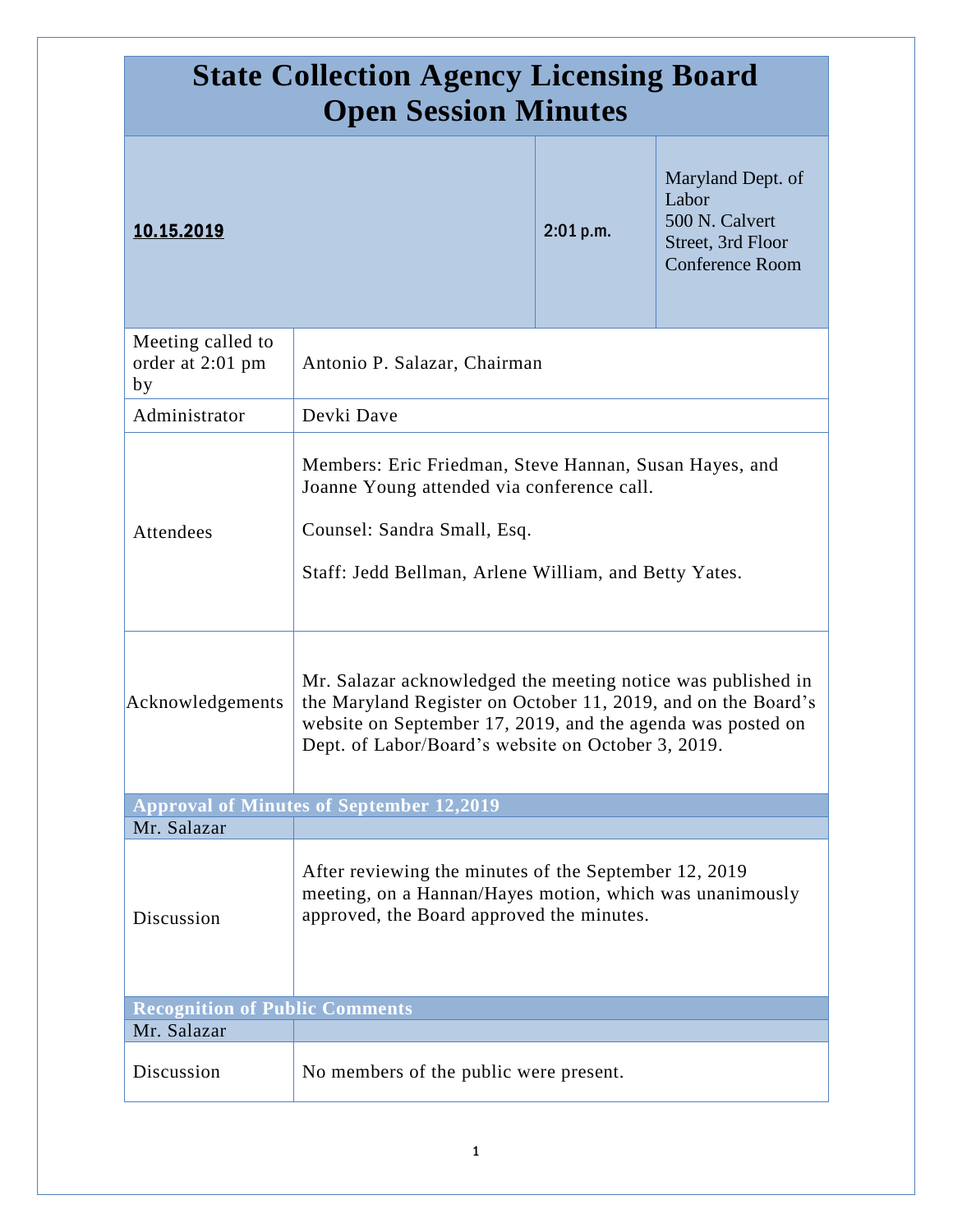# State Collection Agency Licensing Board
# Open Session Minutes

| **10.15.2019** | **2:01 p.m.** | Maryland Dept. of Labor<br>500 N. Calvert Street, 3rd Floor Conference Room |
|---|---|---|

| | |
|---|---|
| Meeting called to order at 2:01 pm by | Antonio P. Salazar, Chairman |
| Administrator | Devki Dave |
| Attendees | Members: Eric Friedman, Steve Hannan, Susan Hayes, and Joanne Young attended via conference call.<br><br>Counsel: Sandra Small, Esq.<br><br>Staff: Jedd Bellman, Arlene William, and Betty Yates. |
| Acknowledgements | Mr. Salazar acknowledged the meeting notice was published in the Maryland Register on October 11, 2019, and on the Board's website on September 17, 2019, and the agenda was posted on Dept. of Labor/Board's website on October 3, 2019. |

**Approval of Minutes of September 12,2019**

| Mr. Salazar | |
|---|---|
| Discussion | After reviewing the minutes of the September 12, 2019 meeting, on a Hannan/Hayes motion, which was unanimously approved, the Board approved the minutes. |

**Recognition of Public Comments**

| Mr. Salazar | |
|---|---|
| Discussion | No members of the public were present. |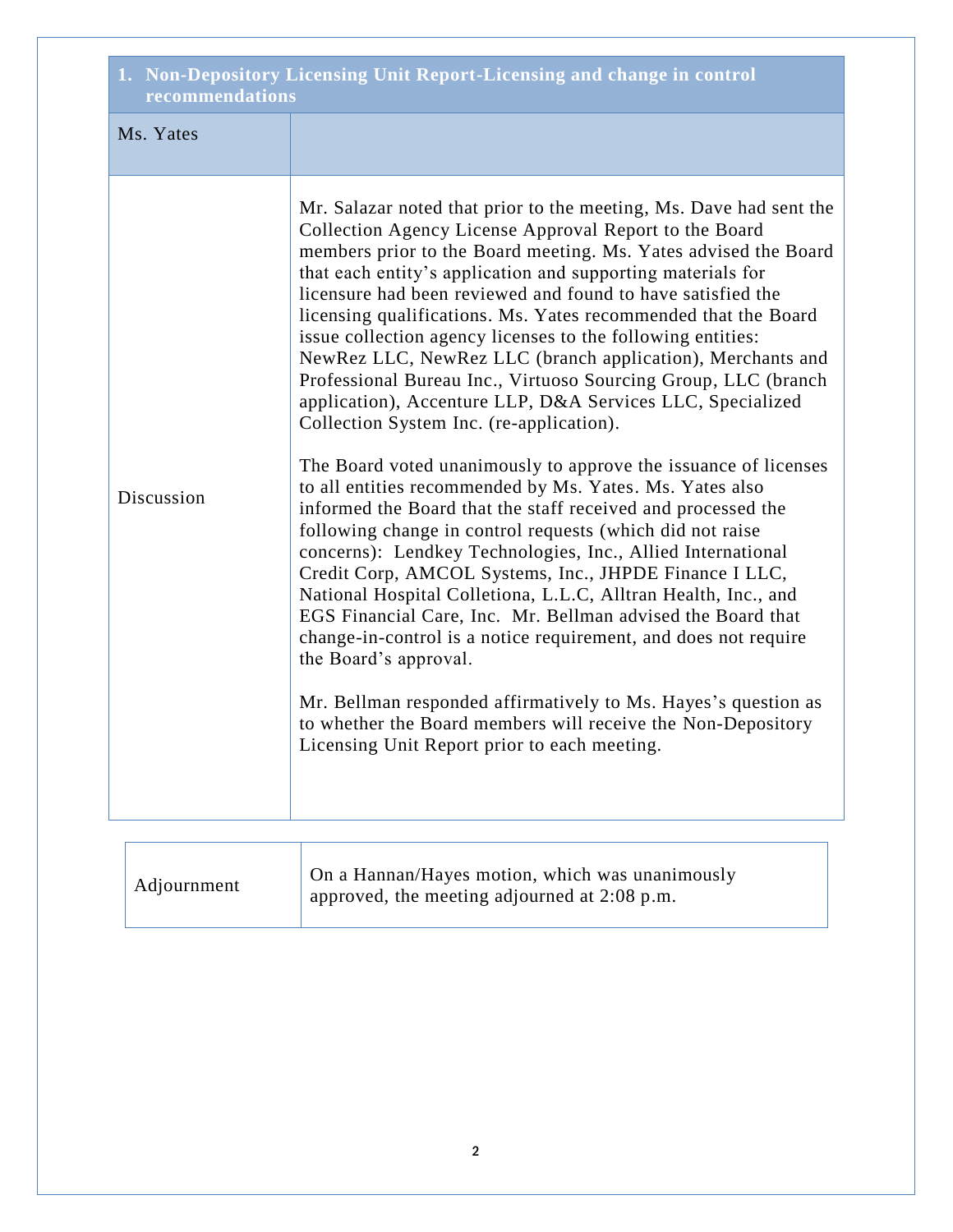| 1. Non-Depository Licensing Unit Report-Licensing and change in control recommendations | |
|---|---|
| Ms. Yates | |
| Discussion | Mr. Salazar noted that prior to the meeting, Ms. Dave had sent the Collection Agency License Approval Report to the Board members prior to the Board meeting. Ms. Yates advised the Board that each entity's application and supporting materials for licensure had been reviewed and found to have satisfied the licensing qualifications. Ms. Yates recommended that the Board issue collection agency licenses to the following entities: NewRez LLC, NewRez LLC (branch application), Merchants and Professional Bureau Inc., Virtuoso Sourcing Group, LLC (branch application), Accenture LLP, D&A Services LLC, Specialized Collection System Inc. (re-application).<br><br>The Board voted unanimously to approve the issuance of licenses to all entities recommended by Ms. Yates. Ms. Yates also informed the Board that the staff received and processed the following change in control requests (which did not raise concerns): Lendkey Technologies, Inc., Allied International Credit Corp, AMCOL Systems, Inc., JHPDE Finance I LLC, National Hospital Colletiona, L.L.C, Alltran Health, Inc., and EGS Financial Care, Inc. Mr. Bellman advised the Board that change-in-control is a notice requirement, and does not require the Board's approval.<br><br>Mr. Bellman responded affirmatively to Ms. Hayes's question as to whether the Board members will receive the Non-Depository Licensing Unit Report prior to each meeting. |

| | |
|---|---|
| Adjournment | On a Hannan/Hayes motion, which was unanimously approved, the meeting adjourned at 2:08 p.m. |